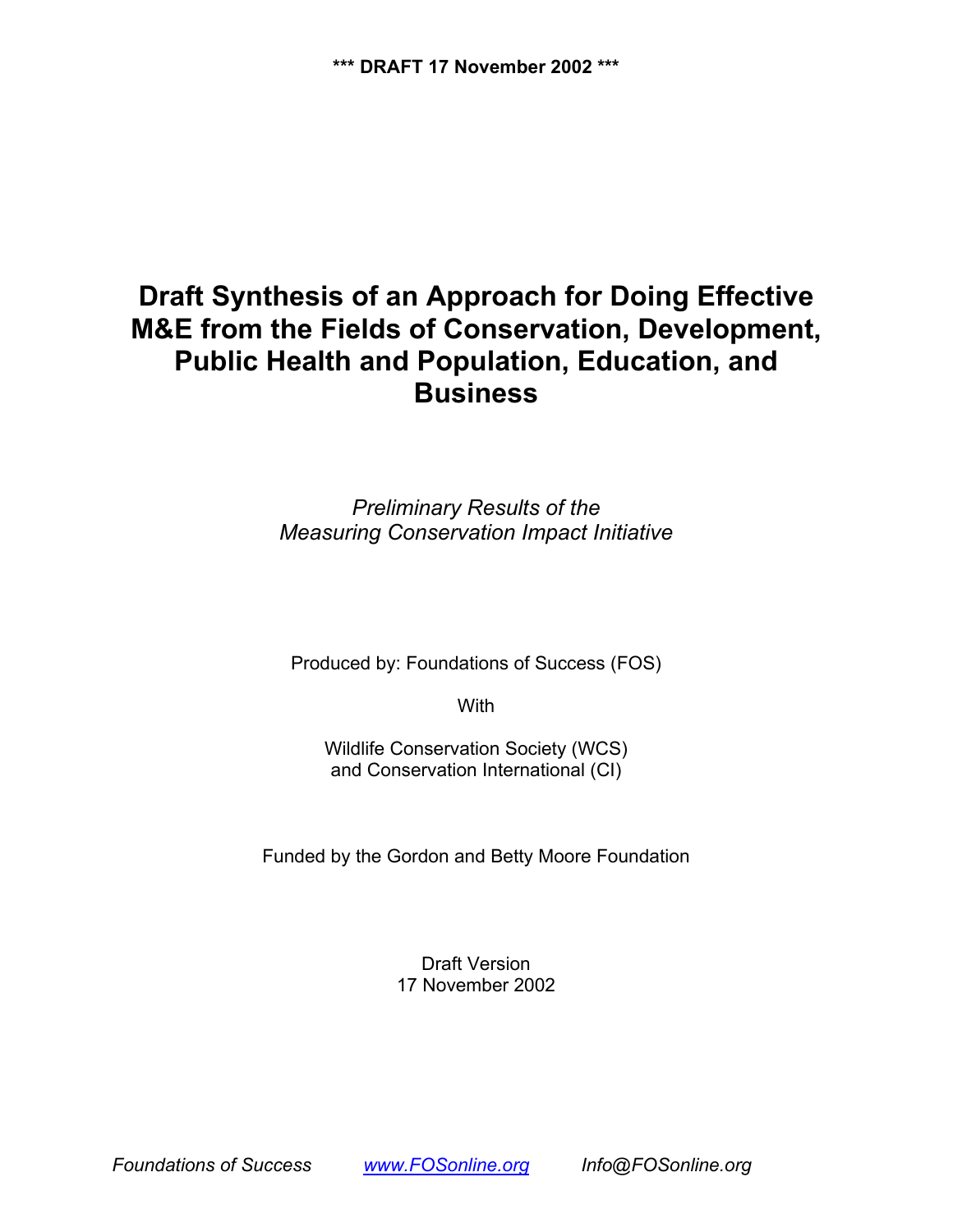**\*\*\* DRAFT 17 November 2002 \*\*\***

# Draft Synthesis of an Approach for Doing Effective M&E from the Fields of Conservation, Development, Public Health and Population, Education, and Business

*Preliminary Results of the*
*Measuring Conservation Impact Initiative*

Produced by: Foundations of Success (FOS)

With

Wildlife Conservation Society (WCS)
and Conservation International (CI)

Funded by the Gordon and Betty Moore Foundation

Draft Version
17 November 2002

*Foundations of Success* [*www.FOSonline.org*](http://www.FOSonline.org) *Info@FOSonline.org*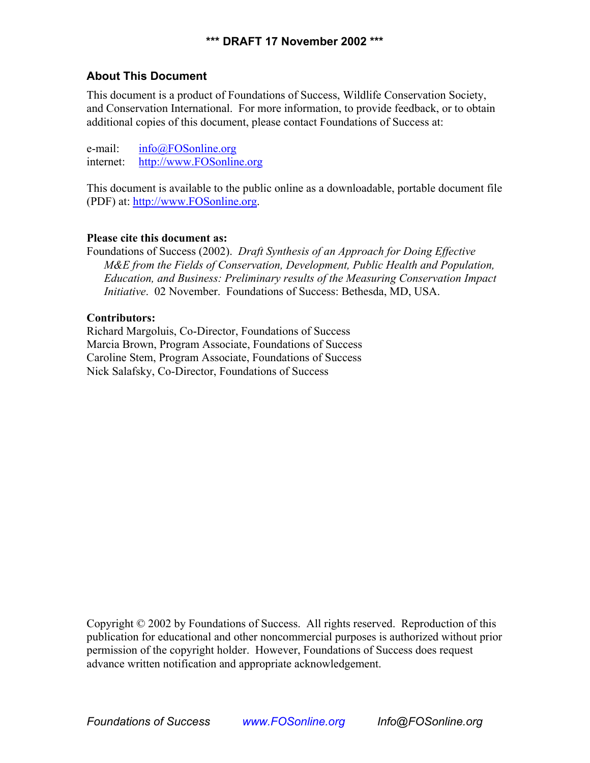## About This Document

This document is a product of Foundations of Success, Wildlife Conservation Society, and Conservation International. For more information, to provide feedback, or to obtain additional copies of this document, please contact Foundations of Success at:

e-mail: info@FOSonline.org
internet: http://www.FOSonline.org

This document is available to the public online as a downloadable, portable document file (PDF) at: http://www.FOSonline.org.

**Please cite this document as:**
Foundations of Success (2002). *Draft Synthesis of an Approach for Doing Effective M&E from the Fields of Conservation, Development, Public Health and Population, Education, and Business: Preliminary results of the Measuring Conservation Impact Initiative*. 02 November. Foundations of Success: Bethesda, MD, USA.

**Contributors:**
Richard Margoluis, Co-Director, Foundations of Success
Marcia Brown, Program Associate, Foundations of Success
Caroline Stem, Program Associate, Foundations of Success
Nick Salafsky, Co-Director, Foundations of Success

Copyright © 2002 by Foundations of Success. All rights reserved. Reproduction of this publication for educational and other noncommercial purposes is authorized without prior permission of the copyright holder. However, Foundations of Success does request advance written notification and appropriate acknowledgement.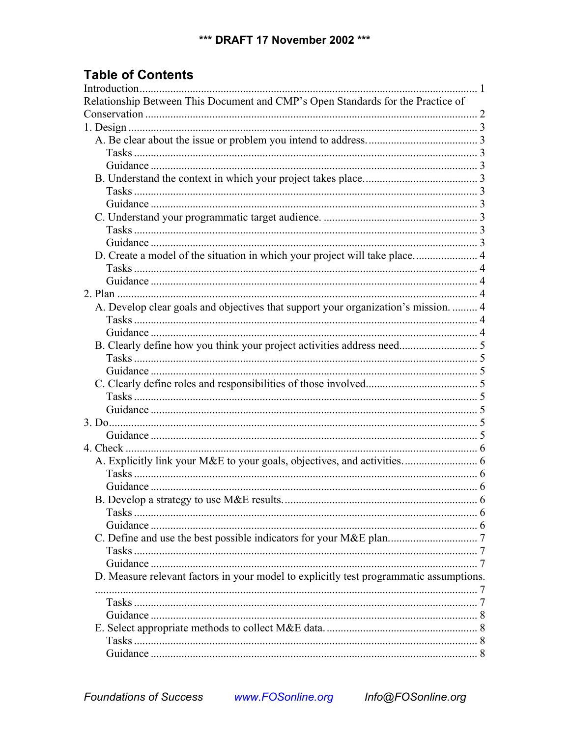*** DRAFT 17 November 2002 ***

# Table of Contents

Introduction ..... 1
Relationship Between This Document and CMP's Open Standards for the Practice of Conservation ..... 2
1. Design ..... 3
  A. Be clear about the issue or problem you intend to address. ..... 3
    Tasks ..... 3
    Guidance ..... 3
  B. Understand the context in which your project takes place. ..... 3
    Tasks ..... 3
    Guidance ..... 3
  C. Understand your programmatic target audience. ..... 3
    Tasks ..... 3
    Guidance ..... 3
  D. Create a model of the situation in which your project will take place. ..... 4
    Tasks ..... 4
    Guidance ..... 4
2. Plan ..... 4
  A. Develop clear goals and objectives that support your organization's mission. ..... 4
    Tasks ..... 4
    Guidance ..... 4
  B. Clearly define how you think your project activities address need. ..... 5
    Tasks ..... 5
    Guidance ..... 5
  C. Clearly define roles and responsibilities of those involved. ..... 5
    Tasks ..... 5
    Guidance ..... 5
3. Do ..... 5
    Guidance ..... 5
4. Check ..... 6
  A. Explicitly link your M&E to your goals, objectives, and activities. ..... 6
    Tasks ..... 6
    Guidance ..... 6
  B. Develop a strategy to use M&E results. ..... 6
    Tasks ..... 6
    Guidance ..... 6
  C. Define and use the best possible indicators for your M&E plan. ..... 7
    Tasks ..... 7
    Guidance ..... 7
  D. Measure relevant factors in your model to explicitly test programmatic assumptions. ..... 7
    Tasks ..... 7
    Guidance ..... 8
  E. Select appropriate methods to collect M&E data. ..... 8
    Tasks ..... 8
    Guidance ..... 8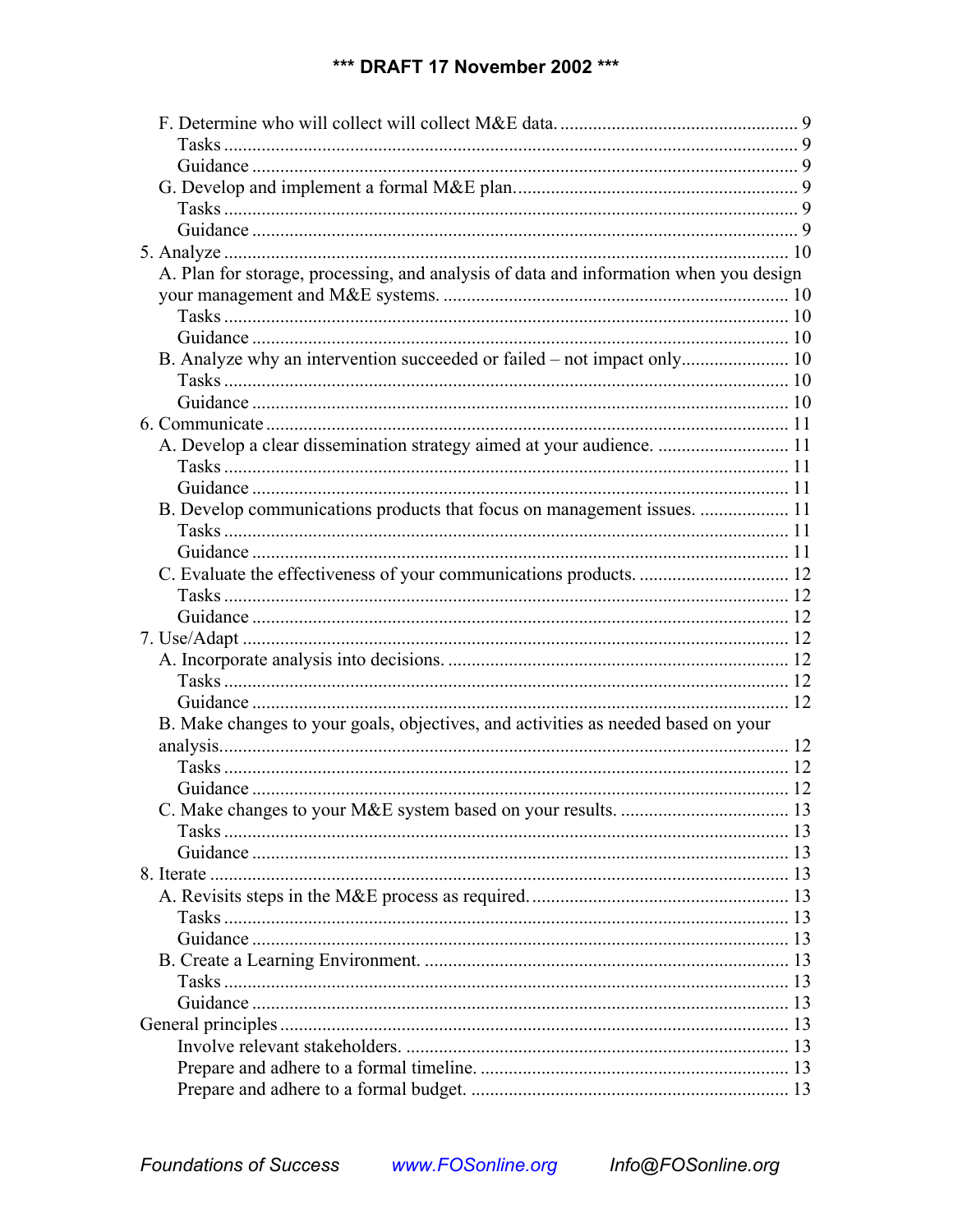F. Determine who will collect will collect M&E data. .................................................. 9
Tasks ........................................................................................................... 9
Guidance ..................................................................................................... 9
G. Develop and implement a formal M&E plan. ............................................................ 9
Tasks ........................................................................................................... 9
Guidance ..................................................................................................... 9
5. Analyze ......................................................................................................... 10
A. Plan for storage, processing, and analysis of data and information when you design your management and M&E systems. ......................................................................... 10
Tasks ......................................................................................................... 10
Guidance ................................................................................................... 10
B. Analyze why an intervention succeeded or failed – not impact only....................... 10
Tasks ......................................................................................................... 10
Guidance ................................................................................................... 10
6. Communicate ................................................................................................ 11
A. Develop a clear dissemination strategy aimed at your audience. ............................ 11
Tasks ......................................................................................................... 11
Guidance ................................................................................................... 11
B. Develop communications products that focus on management issues. ................... 11
Tasks ......................................................................................................... 11
Guidance ................................................................................................... 11
C. Evaluate the effectiveness of your communications products. ................................ 12
Tasks ......................................................................................................... 12
Guidance ................................................................................................... 12
7. Use/Adapt ..................................................................................................... 12
A. Incorporate analysis into decisions. ........................................................................ 12
Tasks ......................................................................................................... 12
Guidance ................................................................................................... 12
B. Make changes to your goals, objectives, and activities as needed based on your analysis. ....................................................................................................................... 12
Tasks ......................................................................................................... 12
Guidance ................................................................................................... 12
C. Make changes to your M&E system based on your results. .................................... 13
Tasks ......................................................................................................... 13
Guidance ................................................................................................... 13
8. Iterate ........................................................................................................... 13
A. Revisits steps in the M&E process as required. ....................................................... 13
Tasks ......................................................................................................... 13
Guidance ................................................................................................... 13
B. Create a Learning Environment. ............................................................................. 13
Tasks ......................................................................................................... 13
Guidance ................................................................................................... 13
General principles ............................................................................................ 13
Involve relevant stakeholders. ................................................................................. 13
Prepare and adhere to a formal timeline. ................................................................. 13
Prepare and adhere to a formal budget. ................................................................... 13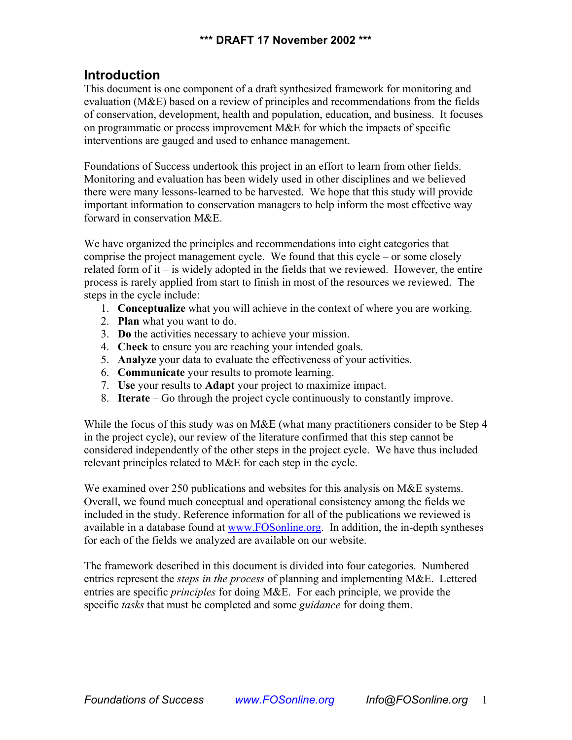*** DRAFT 17 November 2002 ***

## Introduction

This document is one component of a draft synthesized framework for monitoring and evaluation (M&E) based on a review of principles and recommendations from the fields of conservation, development, health and population, education, and business. It focuses on programmatic or process improvement M&E for which the impacts of specific interventions are gauged and used to enhance management.

Foundations of Success undertook this project in an effort to learn from other fields. Monitoring and evaluation has been widely used in other disciplines and we believed there were many lessons-learned to be harvested. We hope that this study will provide important information to conservation managers to help inform the most effective way forward in conservation M&E.

We have organized the principles and recommendations into eight categories that comprise the project management cycle. We found that this cycle – or some closely related form of it – is widely adopted in the fields that we reviewed. However, the entire process is rarely applied from start to finish in most of the resources we reviewed. The steps in the cycle include:

1. **Conceptualize** what you will achieve in the context of where you are working.
2. **Plan** what you want to do.
3. **Do** the activities necessary to achieve your mission.
4. **Check** to ensure you are reaching your intended goals.
5. **Analyze** your data to evaluate the effectiveness of your activities.
6. **Communicate** your results to promote learning.
7. **Use** your results to **Adapt** your project to maximize impact.
8. **Iterate** – Go through the project cycle continuously to constantly improve.

While the focus of this study was on M&E (what many practitioners consider to be Step 4 in the project cycle), our review of the literature confirmed that this step cannot be considered independently of the other steps in the project cycle. We have thus included relevant principles related to M&E for each step in the cycle.

We examined over 250 publications and websites for this analysis on M&E systems. Overall, we found much conceptual and operational consistency among the fields we included in the study. Reference information for all of the publications we reviewed is available in a database found at www.FOSonline.org. In addition, the in-depth syntheses for each of the fields we analyzed are available on our website.

The framework described in this document is divided into four categories. Numbered entries represent the *steps in the process* of planning and implementing M&E. Lettered entries are specific *principles* for doing M&E. For each principle, we provide the specific *tasks* that must be completed and some *guidance* for doing them.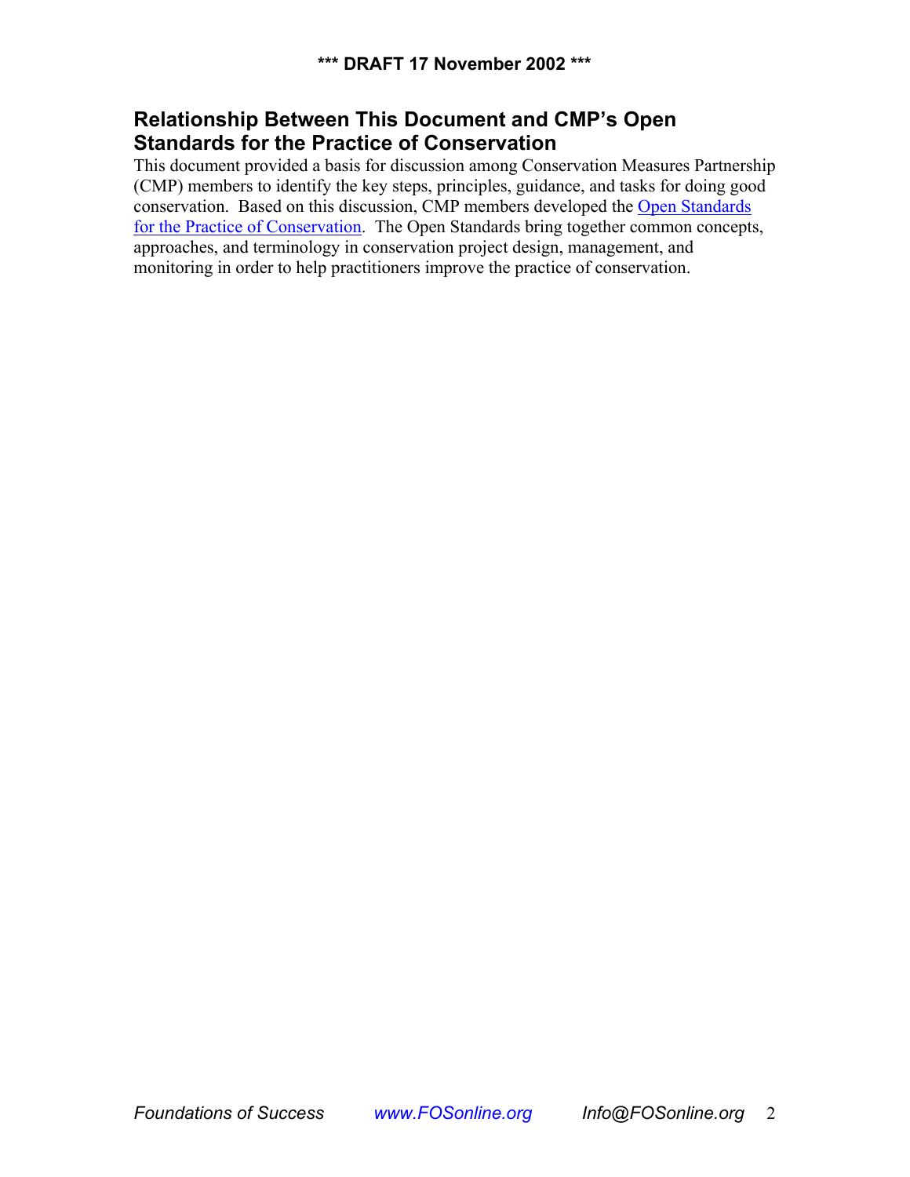## Relationship Between This Document and CMP's Open Standards for the Practice of Conservation

This document provided a basis for discussion among Conservation Measures Partnership (CMP) members to identify the key steps, principles, guidance, and tasks for doing good conservation. Based on this discussion, CMP members developed the Open Standards for the Practice of Conservation. The Open Standards bring together common concepts, approaches, and terminology in conservation project design, management, and monitoring in order to help practitioners improve the practice of conservation.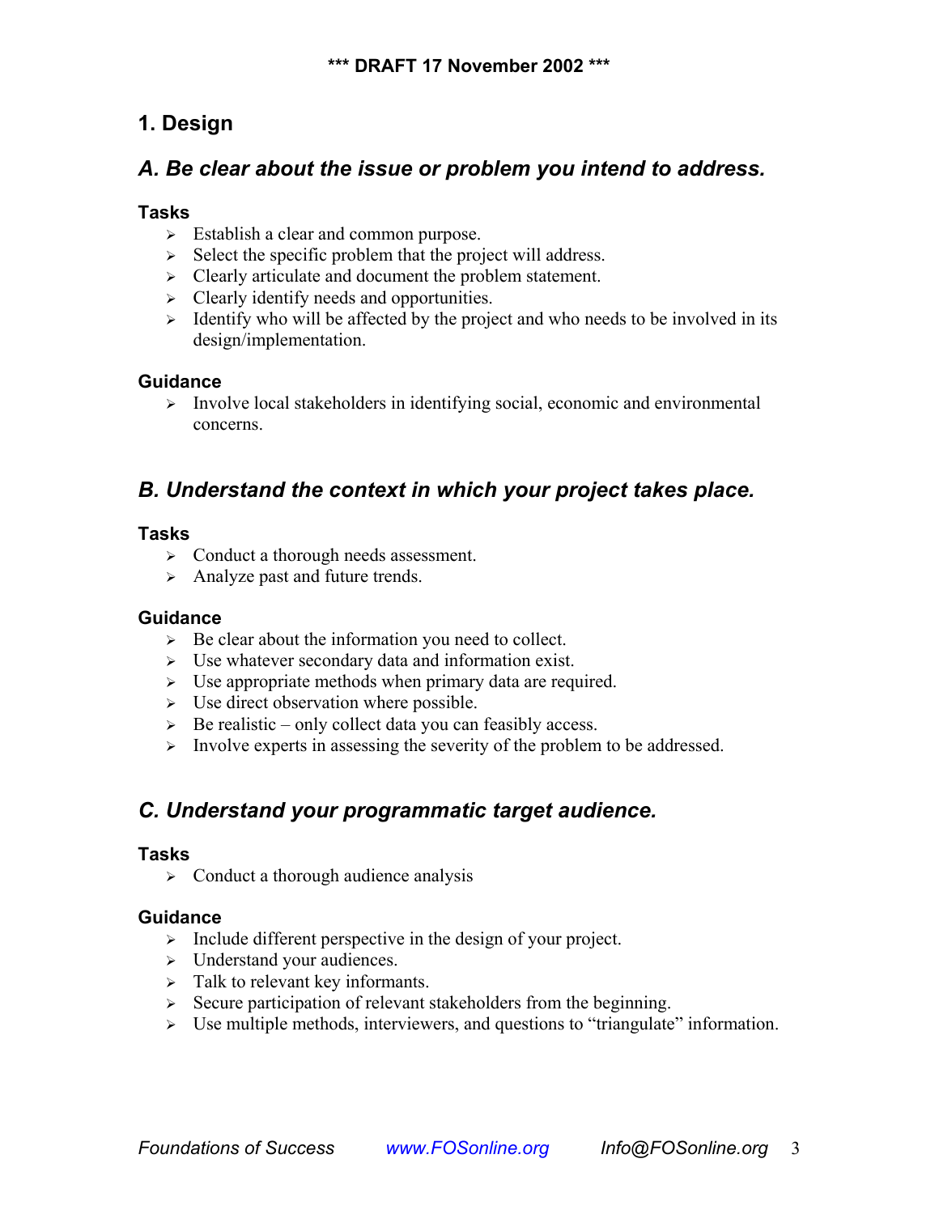## 1. Design

### *A. Be clear about the issue or problem you intend to address.*

**Tasks**

- Establish a clear and common purpose.
- Select the specific problem that the project will address.
- Clearly articulate and document the problem statement.
- Clearly identify needs and opportunities.
- Identify who will be affected by the project and who needs to be involved in its design/implementation.

**Guidance**

- Involve local stakeholders in identifying social, economic and environmental concerns.

### *B. Understand the context in which your project takes place.*

**Tasks**

- Conduct a thorough needs assessment.
- Analyze past and future trends.

**Guidance**

- Be clear about the information you need to collect.
- Use whatever secondary data and information exist.
- Use appropriate methods when primary data are required.
- Use direct observation where possible.
- Be realistic – only collect data you can feasibly access.
- Involve experts in assessing the severity of the problem to be addressed.

### *C. Understand your programmatic target audience.*

**Tasks**

- Conduct a thorough audience analysis

**Guidance**

- Include different perspective in the design of your project.
- Understand your audiences.
- Talk to relevant key informants.
- Secure participation of relevant stakeholders from the beginning.
- Use multiple methods, interviewers, and questions to "triangulate" information.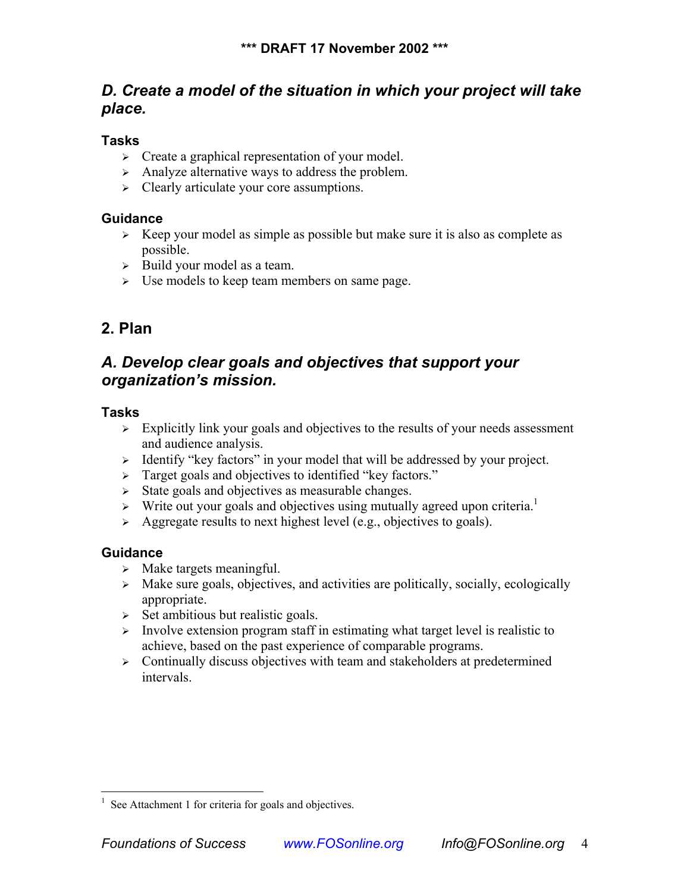### D. Create a model of the situation in which your project will take place.

#### Tasks

- Create a graphical representation of your model.
- Analyze alternative ways to address the problem.
- Clearly articulate your core assumptions.

#### Guidance

- Keep your model as simple as possible but make sure it is also as complete as possible.
- Build your model as a team.
- Use models to keep team members on same page.

## 2. Plan

### A. Develop clear goals and objectives that support your organization's mission.

#### Tasks

- Explicitly link your goals and objectives to the results of your needs assessment and audience analysis.
- Identify "key factors" in your model that will be addressed by your project.
- Target goals and objectives to identified "key factors."
- State goals and objectives as measurable changes.
- Write out your goals and objectives using mutually agreed upon criteria.[1]
- Aggregate results to next highest level (e.g., objectives to goals).

#### Guidance

- Make targets meaningful.
- Make sure goals, objectives, and activities are politically, socially, ecologically appropriate.
- Set ambitious but realistic goals.
- Involve extension program staff in estimating what target level is realistic to achieve, based on the past experience of comparable programs.
- Continually discuss objectives with team and stakeholders at predetermined intervals.

---

[1] See Attachment 1 for criteria for goals and objectives.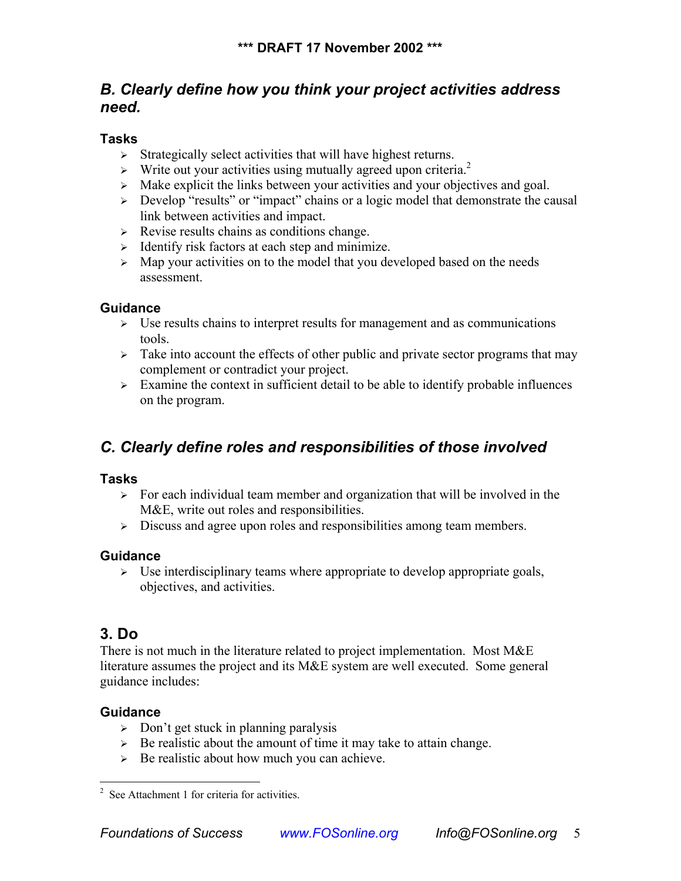## B. Clearly define how you think your project activities address need.

### Tasks

- Strategically select activities that will have highest returns.
- Write out your activities using mutually agreed upon criteria.[2]
- Make explicit the links between your activities and your objectives and goal.
- Develop "results" or "impact" chains or a logic model that demonstrate the causal link between activities and impact.
- Revise results chains as conditions change.
- Identify risk factors at each step and minimize.
- Map your activities on to the model that you developed based on the needs assessment.

### Guidance

- Use results chains to interpret results for management and as communications tools.
- Take into account the effects of other public and private sector programs that may complement or contradict your project.
- Examine the context in sufficient detail to be able to identify probable influences on the program.

## C. Clearly define roles and responsibilities of those involved

### Tasks

- For each individual team member and organization that will be involved in the M&E, write out roles and responsibilities.
- Discuss and agree upon roles and responsibilities among team members.

### Guidance

- Use interdisciplinary teams where appropriate to develop appropriate goals, objectives, and activities.

# 3. Do

There is not much in the literature related to project implementation. Most M&E literature assumes the project and its M&E system are well executed. Some general guidance includes:

### Guidance

- Don't get stuck in planning paralysis
- Be realistic about the amount of time it may take to attain change.
- Be realistic about how much you can achieve.

---

[2] See Attachment 1 for criteria for activities.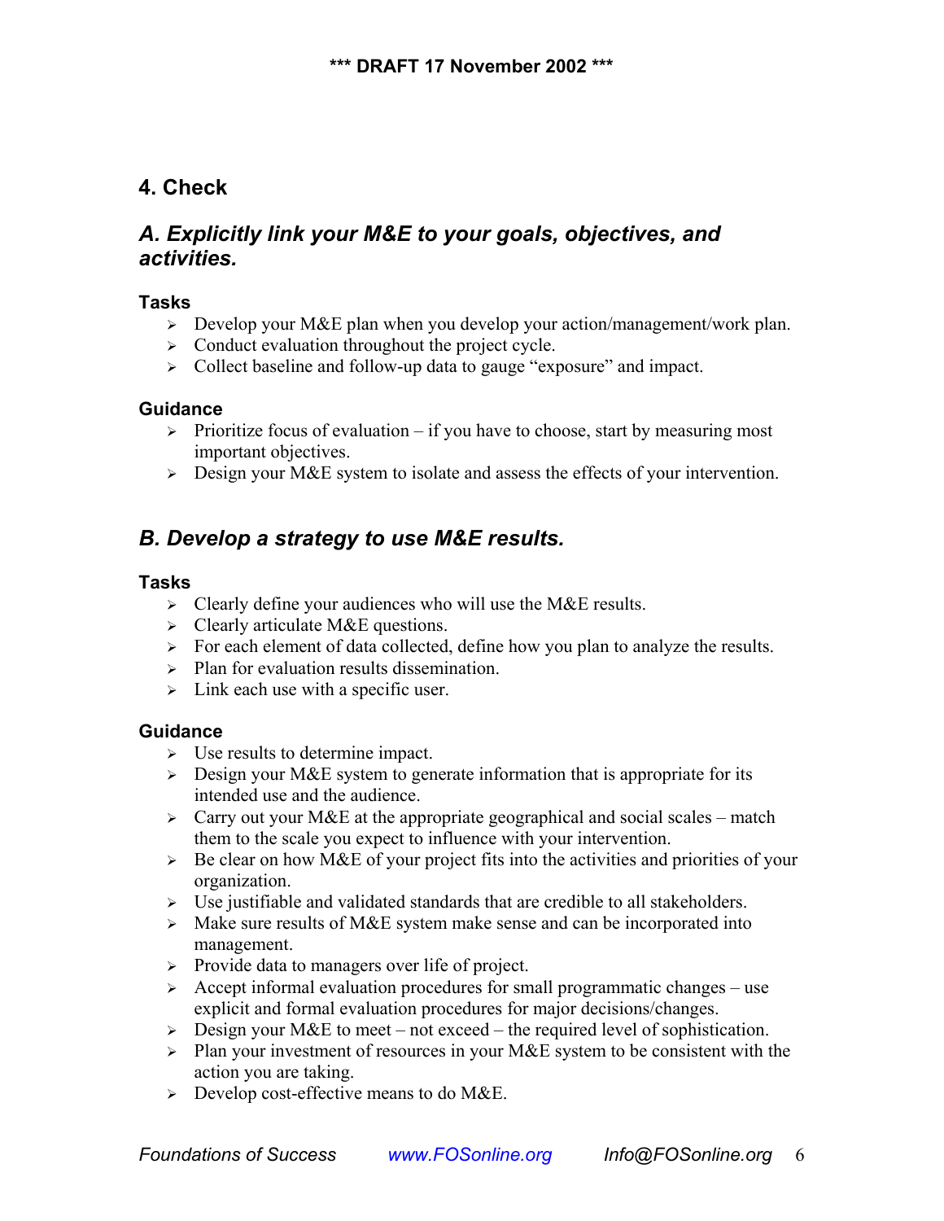## 4. Check

### *A. Explicitly link your M&E to your goals, objectives, and activities.*

#### Tasks

- Develop your M&E plan when you develop your action/management/work plan.
- Conduct evaluation throughout the project cycle.
- Collect baseline and follow-up data to gauge "exposure" and impact.

#### Guidance

- Prioritize focus of evaluation – if you have to choose, start by measuring most important objectives.
- Design your M&E system to isolate and assess the effects of your intervention.

### *B. Develop a strategy to use M&E results.*

#### Tasks

- Clearly define your audiences who will use the M&E results.
- Clearly articulate M&E questions.
- For each element of data collected, define how you plan to analyze the results.
- Plan for evaluation results dissemination.
- Link each use with a specific user.

#### Guidance

- Use results to determine impact.
- Design your M&E system to generate information that is appropriate for its intended use and the audience.
- Carry out your M&E at the appropriate geographical and social scales – match them to the scale you expect to influence with your intervention.
- Be clear on how M&E of your project fits into the activities and priorities of your organization.
- Use justifiable and validated standards that are credible to all stakeholders.
- Make sure results of M&E system make sense and can be incorporated into management.
- Provide data to managers over life of project.
- Accept informal evaluation procedures for small programmatic changes – use explicit and formal evaluation procedures for major decisions/changes.
- Design your M&E to meet – not exceed – the required level of sophistication.
- Plan your investment of resources in your M&E system to be consistent with the action you are taking.
- Develop cost-effective means to do M&E.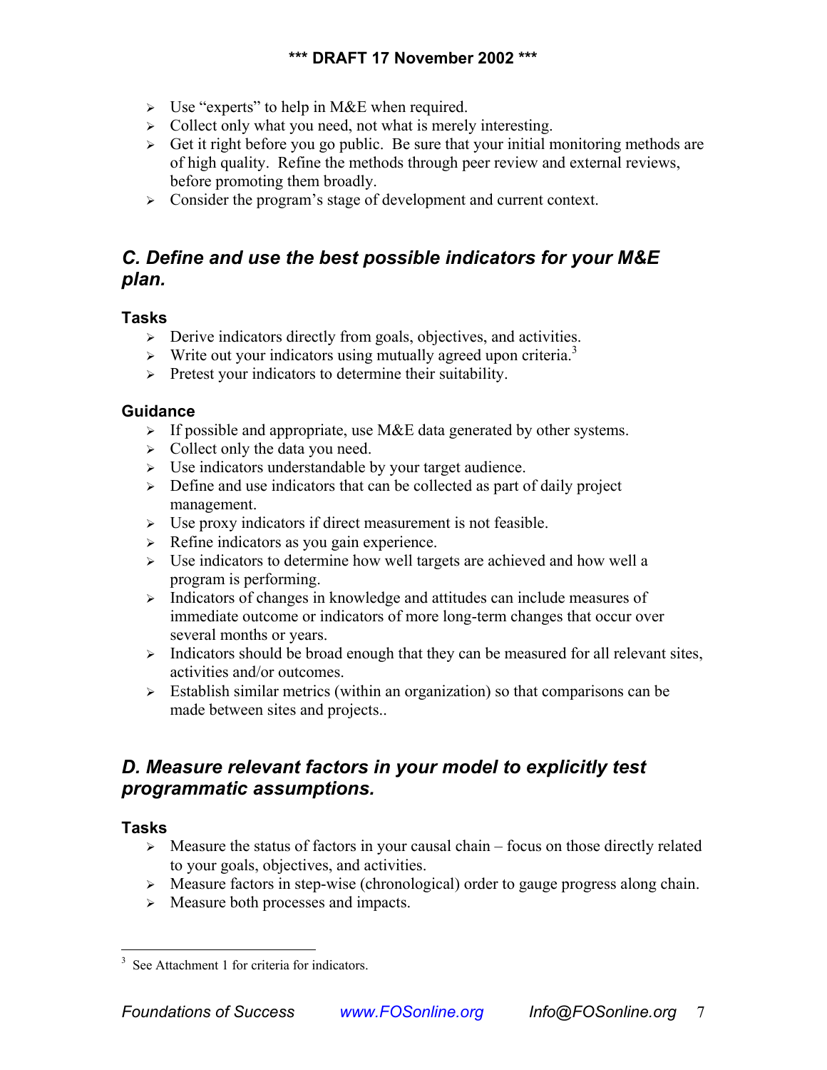- Use "experts" to help in M&E when required.
- Collect only what you need, not what is merely interesting.
- Get it right before you go public. Be sure that your initial monitoring methods are of high quality. Refine the methods through peer review and external reviews, before promoting them broadly.
- Consider the program's stage of development and current context.

## *C. Define and use the best possible indicators for your M&E plan.*

### Tasks

- Derive indicators directly from goals, objectives, and activities.
- Write out your indicators using mutually agreed upon criteria.[3]
- Pretest your indicators to determine their suitability.

### Guidance

- If possible and appropriate, use M&E data generated by other systems.
- Collect only the data you need.
- Use indicators understandable by your target audience.
- Define and use indicators that can be collected as part of daily project management.
- Use proxy indicators if direct measurement is not feasible.
- Refine indicators as you gain experience.
- Use indicators to determine how well targets are achieved and how well a program is performing.
- Indicators of changes in knowledge and attitudes can include measures of immediate outcome or indicators of more long-term changes that occur over several months or years.
- Indicators should be broad enough that they can be measured for all relevant sites, activities and/or outcomes.
- Establish similar metrics (within an organization) so that comparisons can be made between sites and projects..

## *D. Measure relevant factors in your model to explicitly test programmatic assumptions.*

### Tasks

- Measure the status of factors in your causal chain – focus on those directly related to your goals, objectives, and activities.
- Measure factors in step-wise (chronological) order to gauge progress along chain.
- Measure both processes and impacts.

---

[3] See Attachment 1 for criteria for indicators.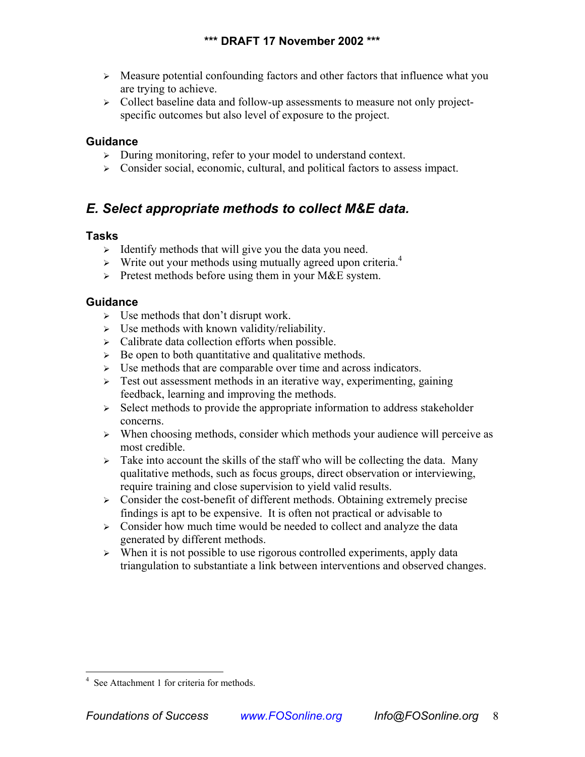- Measure potential confounding factors and other factors that influence what you are trying to achieve.
- Collect baseline data and follow-up assessments to measure not only project-specific outcomes but also level of exposure to the project.

### Guidance

- During monitoring, refer to your model to understand context.
- Consider social, economic, cultural, and political factors to assess impact.

## *E. Select appropriate methods to collect M&E data.*

### Tasks

- Identify methods that will give you the data you need.
- Write out your methods using mutually agreed upon criteria.[4]
- Pretest methods before using them in your M&E system.

### Guidance

- Use methods that don't disrupt work.
- Use methods with known validity/reliability.
- Calibrate data collection efforts when possible.
- Be open to both quantitative and qualitative methods.
- Use methods that are comparable over time and across indicators.
- Test out assessment methods in an iterative way, experimenting, gaining feedback, learning and improving the methods.
- Select methods to provide the appropriate information to address stakeholder concerns.
- When choosing methods, consider which methods your audience will perceive as most credible.
- Take into account the skills of the staff who will be collecting the data. Many qualitative methods, such as focus groups, direct observation or interviewing, require training and close supervision to yield valid results.
- Consider the cost-benefit of different methods. Obtaining extremely precise findings is apt to be expensive. It is often not practical or advisable to
- Consider how much time would be needed to collect and analyze the data generated by different methods.
- When it is not possible to use rigorous controlled experiments, apply data triangulation to substantiate a link between interventions and observed changes.

---

[4] See Attachment 1 for criteria for methods.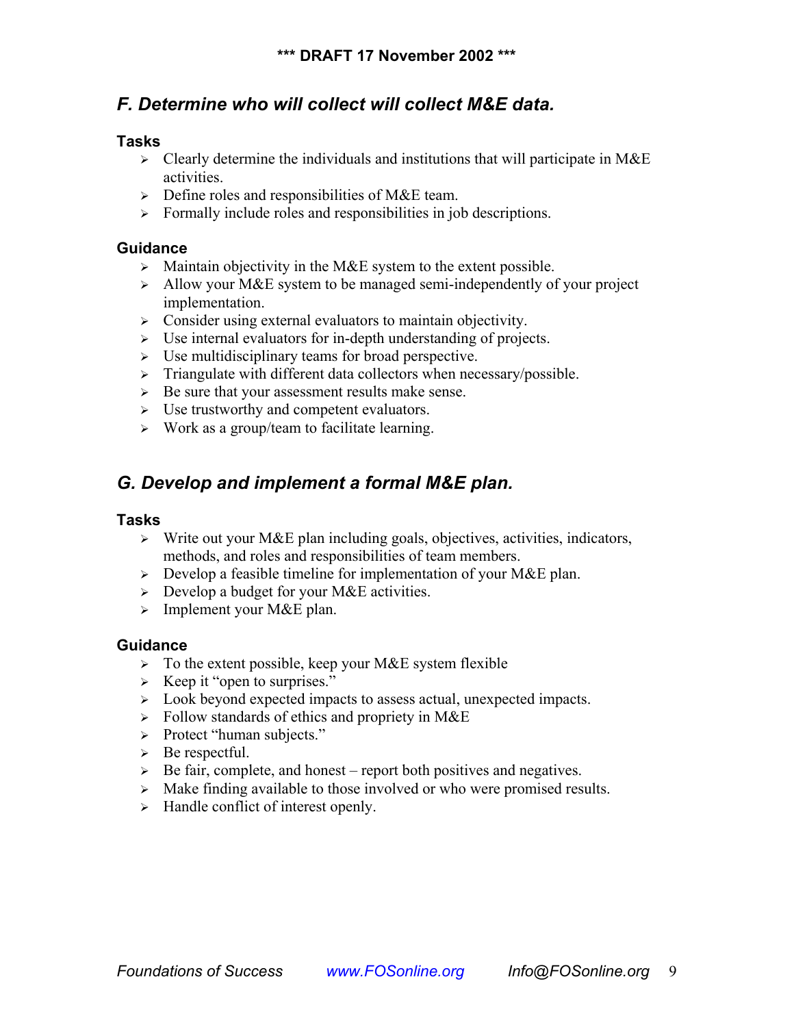## F. Determine who will collect will collect M&E data.

### Tasks

- Clearly determine the individuals and institutions that will participate in M&E activities.
- Define roles and responsibilities of M&E team.
- Formally include roles and responsibilities in job descriptions.

### Guidance

- Maintain objectivity in the M&E system to the extent possible.
- Allow your M&E system to be managed semi-independently of your project implementation.
- Consider using external evaluators to maintain objectivity.
- Use internal evaluators for in-depth understanding of projects.
- Use multidisciplinary teams for broad perspective.
- Triangulate with different data collectors when necessary/possible.
- Be sure that your assessment results make sense.
- Use trustworthy and competent evaluators.
- Work as a group/team to facilitate learning.

## G. Develop and implement a formal M&E plan.

### Tasks

- Write out your M&E plan including goals, objectives, activities, indicators, methods, and roles and responsibilities of team members.
- Develop a feasible timeline for implementation of your M&E plan.
- Develop a budget for your M&E activities.
- Implement your M&E plan.

### Guidance

- To the extent possible, keep your M&E system flexible
- Keep it "open to surprises."
- Look beyond expected impacts to assess actual, unexpected impacts.
- Follow standards of ethics and propriety in M&E
- Protect "human subjects."
- Be respectful.
- Be fair, complete, and honest – report both positives and negatives.
- Make finding available to those involved or who were promised results.
- Handle conflict of interest openly.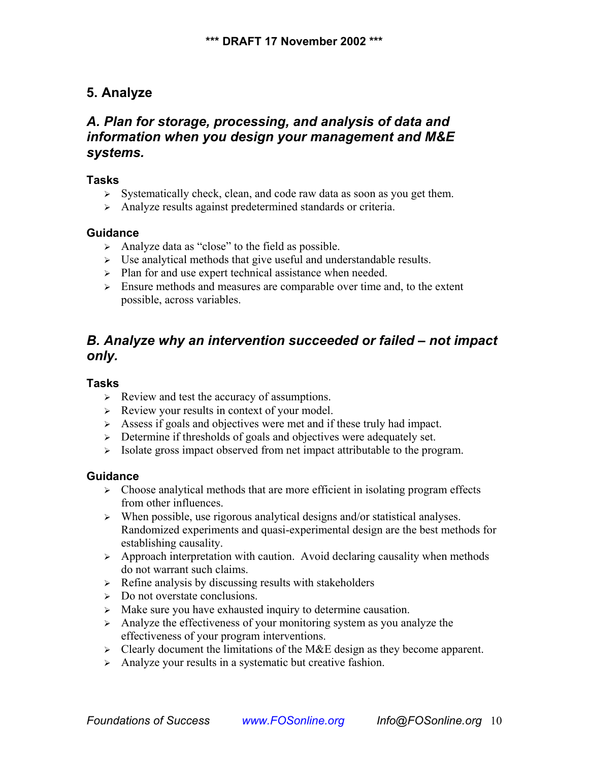## 5. Analyze

### *A. Plan for storage, processing, and analysis of data and information when you design your management and M&E systems.*

**Tasks**

- Systematically check, clean, and code raw data as soon as you get them.
- Analyze results against predetermined standards or criteria.

**Guidance**

- Analyze data as "close" to the field as possible.
- Use analytical methods that give useful and understandable results.
- Plan for and use expert technical assistance when needed.
- Ensure methods and measures are comparable over time and, to the extent possible, across variables.

### *B. Analyze why an intervention succeeded or failed – not impact only.*

**Tasks**

- Review and test the accuracy of assumptions.
- Review your results in context of your model.
- Assess if goals and objectives were met and if these truly had impact.
- Determine if thresholds of goals and objectives were adequately set.
- Isolate gross impact observed from net impact attributable to the program.

**Guidance**

- Choose analytical methods that are more efficient in isolating program effects from other influences.
- When possible, use rigorous analytical designs and/or statistical analyses. Randomized experiments and quasi-experimental design are the best methods for establishing causality.
- Approach interpretation with caution. Avoid declaring causality when methods do not warrant such claims.
- Refine analysis by discussing results with stakeholders
- Do not overstate conclusions.
- Make sure you have exhausted inquiry to determine causation.
- Analyze the effectiveness of your monitoring system as you analyze the effectiveness of your program interventions.
- Clearly document the limitations of the M&E design as they become apparent.
- Analyze your results in a systematic but creative fashion.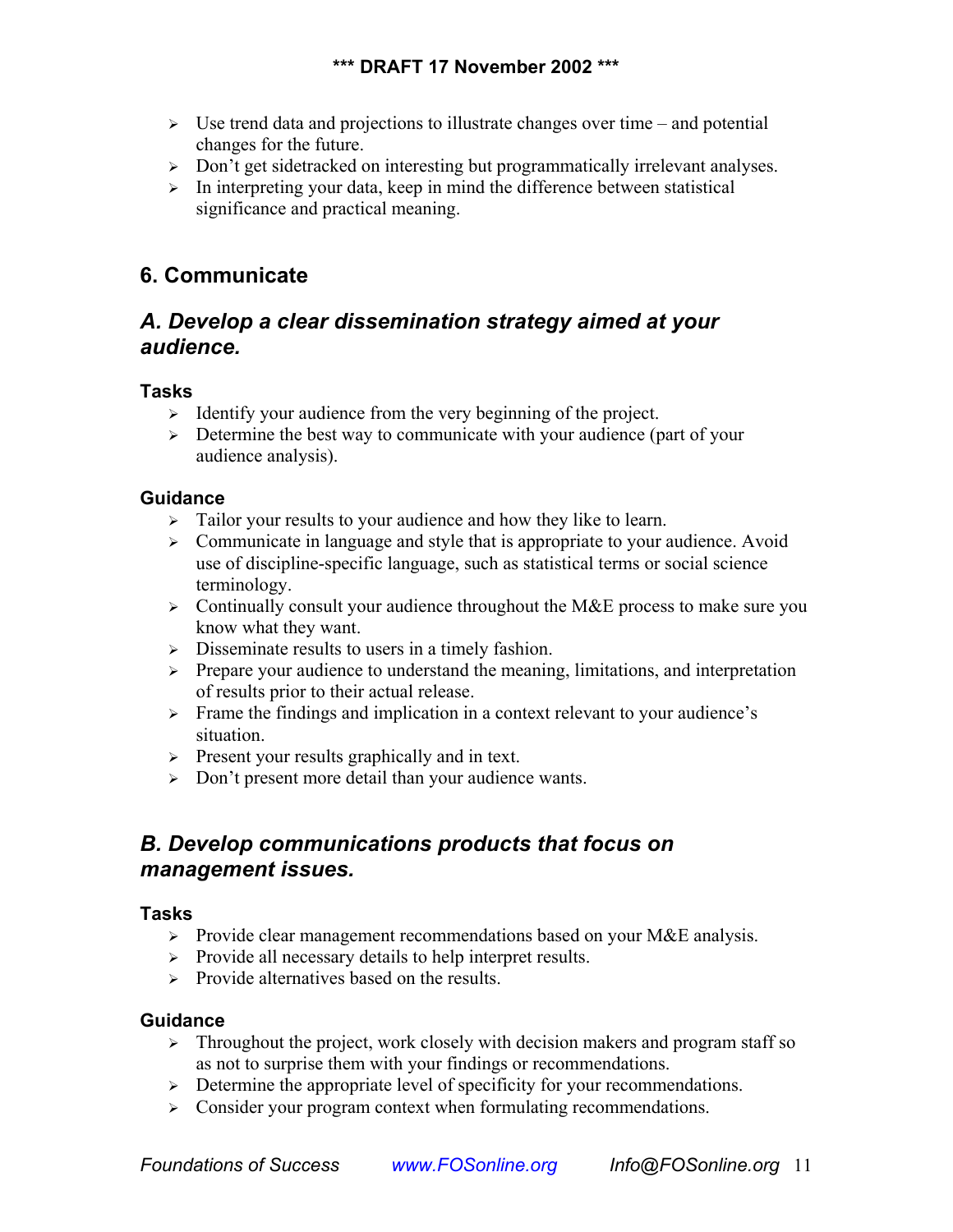- Use trend data and projections to illustrate changes over time – and potential changes for the future.
- Don't get sidetracked on interesting but programmatically irrelevant analyses.
- In interpreting your data, keep in mind the difference between statistical significance and practical meaning.

## 6. Communicate

### *A. Develop a clear dissemination strategy aimed at your audience.*

#### Tasks

- Identify your audience from the very beginning of the project.
- Determine the best way to communicate with your audience (part of your audience analysis).

#### Guidance

- Tailor your results to your audience and how they like to learn.
- Communicate in language and style that is appropriate to your audience. Avoid use of discipline-specific language, such as statistical terms or social science terminology.
- Continually consult your audience throughout the M&E process to make sure you know what they want.
- Disseminate results to users in a timely fashion.
- Prepare your audience to understand the meaning, limitations, and interpretation of results prior to their actual release.
- Frame the findings and implication in a context relevant to your audience's situation.
- Present your results graphically and in text.
- Don't present more detail than your audience wants.

### *B. Develop communications products that focus on management issues.*

#### Tasks

- Provide clear management recommendations based on your M&E analysis.
- Provide all necessary details to help interpret results.
- Provide alternatives based on the results.

#### Guidance

- Throughout the project, work closely with decision makers and program staff so as not to surprise them with your findings or recommendations.
- Determine the appropriate level of specificity for your recommendations.
- Consider your program context when formulating recommendations.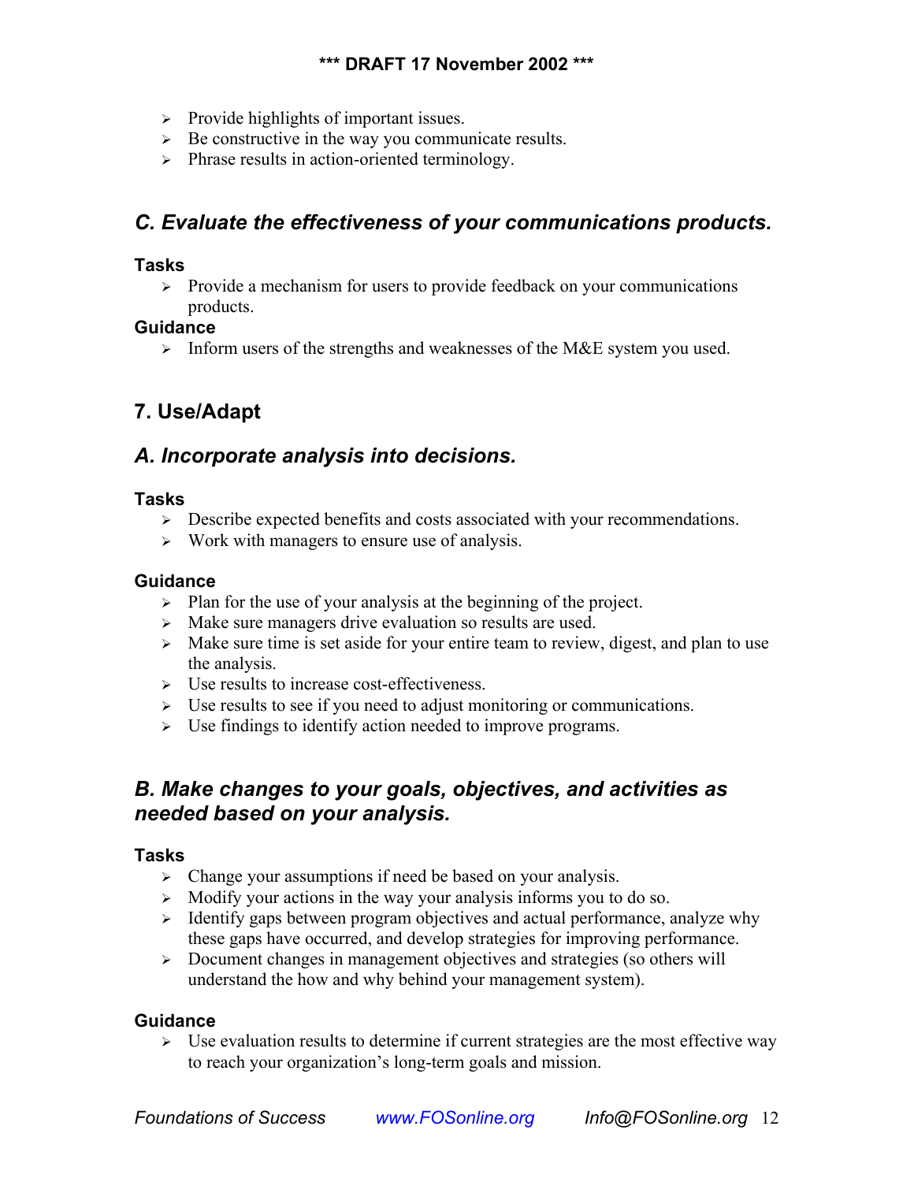- Provide highlights of important issues.
- Be constructive in the way you communicate results.
- Phrase results in action-oriented terminology.

## *C. Evaluate the effectiveness of your communications products.*

### Tasks

- Provide a mechanism for users to provide feedback on your communications products.

### Guidance

- Inform users of the strengths and weaknesses of the M&E system you used.

# 7. Use/Adapt

## *A. Incorporate analysis into decisions.*

### Tasks

- Describe expected benefits and costs associated with your recommendations.
- Work with managers to ensure use of analysis.

### Guidance

- Plan for the use of your analysis at the beginning of the project.
- Make sure managers drive evaluation so results are used.
- Make sure time is set aside for your entire team to review, digest, and plan to use the analysis.
- Use results to increase cost-effectiveness.
- Use results to see if you need to adjust monitoring or communications.
- Use findings to identify action needed to improve programs.

## *B. Make changes to your goals, objectives, and activities as needed based on your analysis.*

### Tasks

- Change your assumptions if need be based on your analysis.
- Modify your actions in the way your analysis informs you to do so.
- Identify gaps between program objectives and actual performance, analyze why these gaps have occurred, and develop strategies for improving performance.
- Document changes in management objectives and strategies (so others will understand the how and why behind your management system).

### Guidance

- Use evaluation results to determine if current strategies are the most effective way to reach your organization's long-term goals and mission.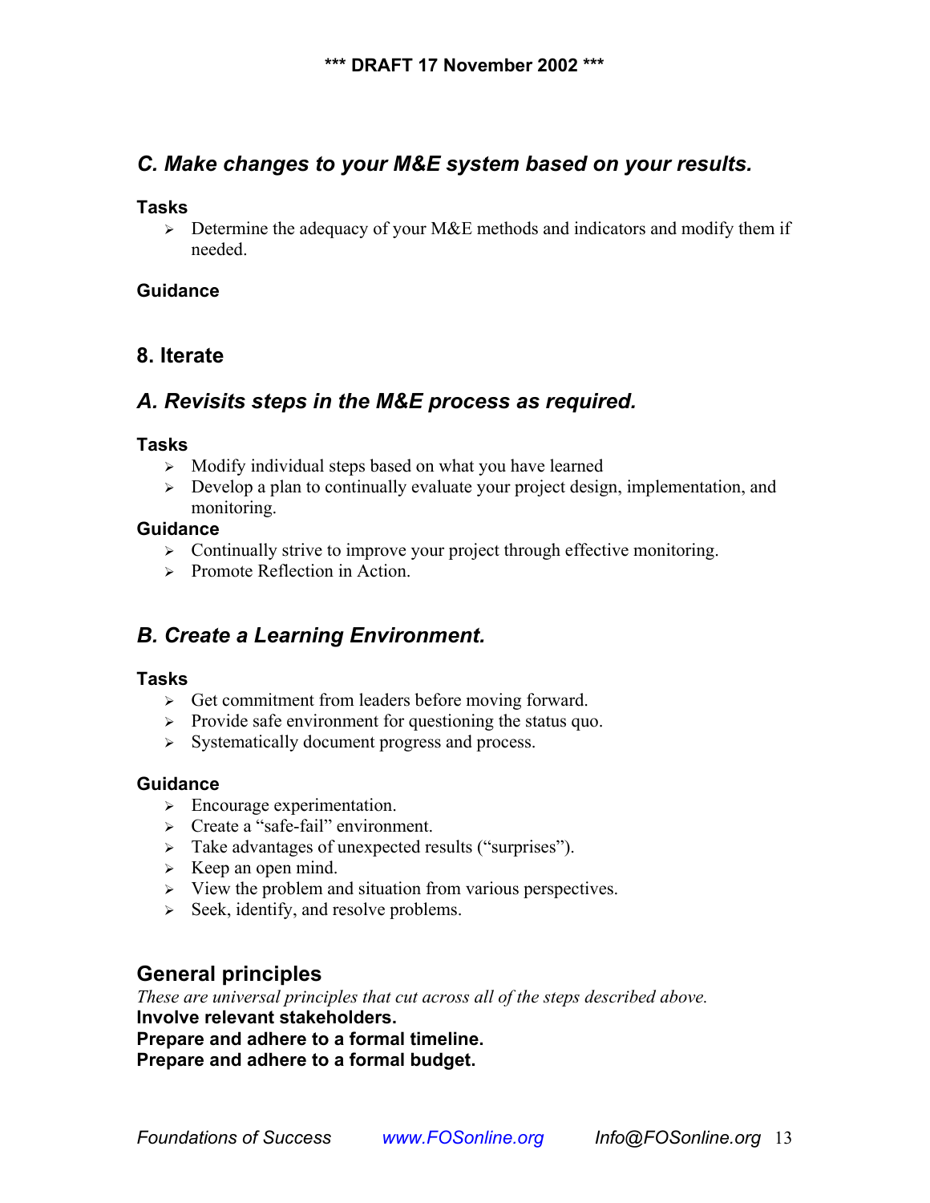### *C. Make changes to your M&E system based on your results.*

**Tasks**

- Determine the adequacy of your M&E methods and indicators and modify them if needed.

**Guidance**

## 8. Iterate

### *A. Revisits steps in the M&E process as required.*

**Tasks**

- Modify individual steps based on what you have learned
- Develop a plan to continually evaluate your project design, implementation, and monitoring.

**Guidance**

- Continually strive to improve your project through effective monitoring.
- Promote Reflection in Action.

### *B. Create a Learning Environment.*

**Tasks**

- Get commitment from leaders before moving forward.
- Provide safe environment for questioning the status quo.
- Systematically document progress and process.

**Guidance**

- Encourage experimentation.
- Create a "safe-fail" environment.
- Take advantages of unexpected results ("surprises").
- Keep an open mind.
- View the problem and situation from various perspectives.
- Seek, identify, and resolve problems.

## General principles

*These are universal principles that cut across all of the steps described above.*

**Involve relevant stakeholders.**

**Prepare and adhere to a formal timeline.**

**Prepare and adhere to a formal budget.**